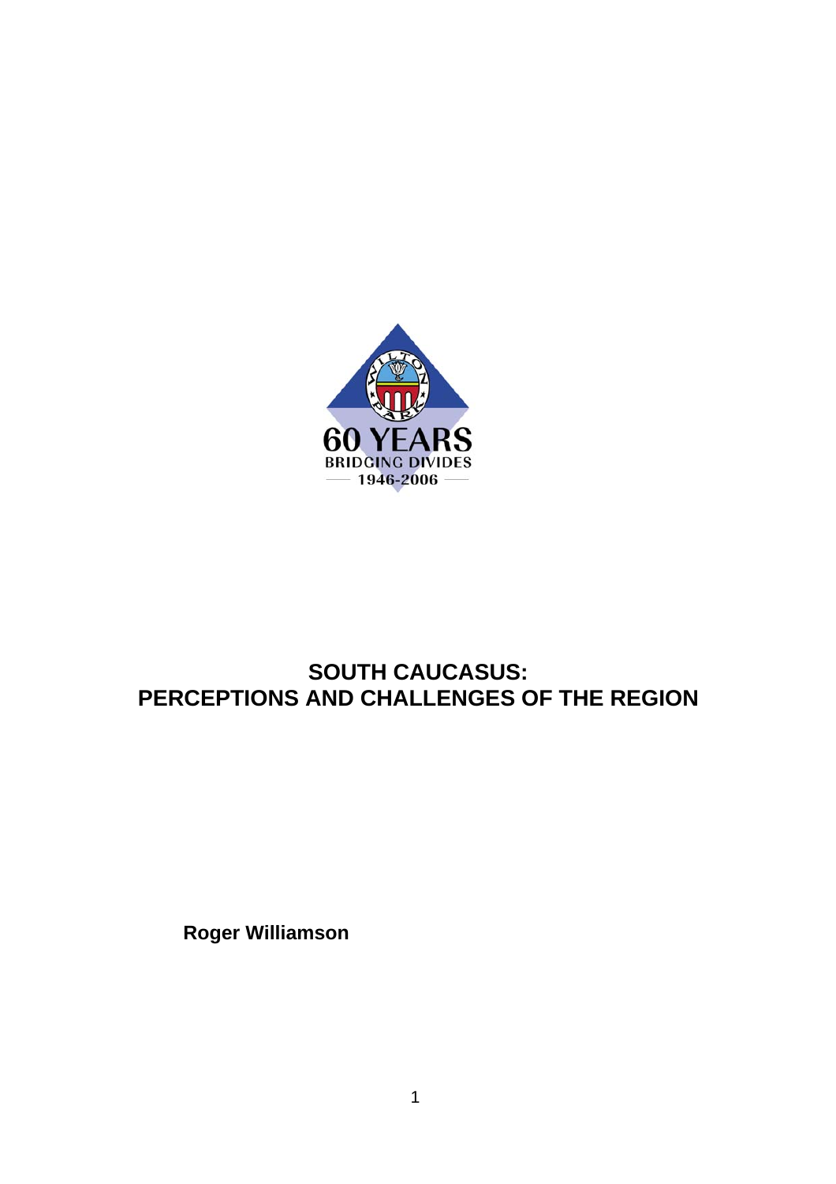60 YEARS
BRIDGING DIVIDES
1946-2006

# SOUTH CAUCASUS: PERCEPTIONS AND CHALLENGES OF THE REGION

**Roger Williamson**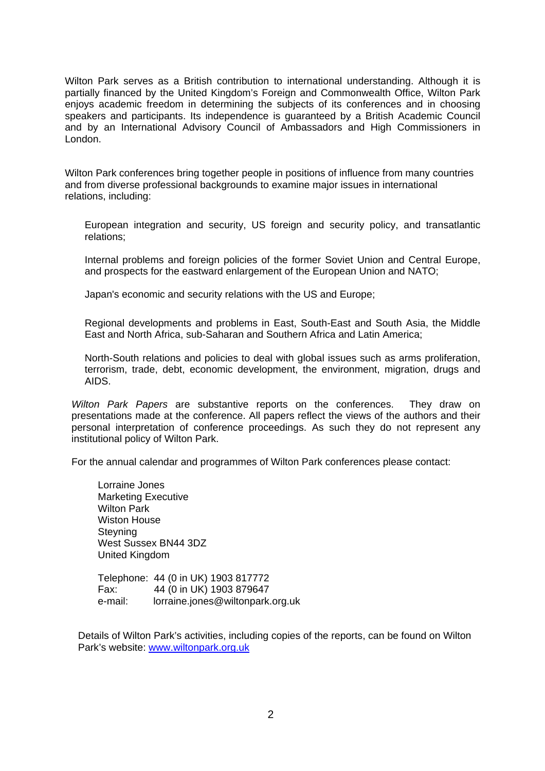Wilton Park serves as a British contribution to international understanding. Although it is partially financed by the United Kingdom's Foreign and Commonwealth Office, Wilton Park enjoys academic freedom in determining the subjects of its conferences and in choosing speakers and participants. Its independence is guaranteed by a British Academic Council and by an International Advisory Council of Ambassadors and High Commissioners in London.

Wilton Park conferences bring together people in positions of influence from many countries and from diverse professional backgrounds to examine major issues in international relations, including:

European integration and security, US foreign and security policy, and transatlantic relations;

Internal problems and foreign policies of the former Soviet Union and Central Europe, and prospects for the eastward enlargement of the European Union and NATO;

Japan's economic and security relations with the US and Europe;

Regional developments and problems in East, South-East and South Asia, the Middle East and North Africa, sub-Saharan and Southern Africa and Latin America;

North-South relations and policies to deal with global issues such as arms proliferation, terrorism, trade, debt, economic development, the environment, migration, drugs and AIDS.

*Wilton Park Papers* are substantive reports on the conferences. They draw on presentations made at the conference. All papers reflect the views of the authors and their personal interpretation of conference proceedings. As such they do not represent any institutional policy of Wilton Park.

For the annual calendar and programmes of Wilton Park conferences please contact:

Lorraine Jones
Marketing Executive
Wilton Park
Wiston House
Steyning
West Sussex BN44 3DZ
United Kingdom

Telephone: 44 (0 in UK) 1903 817772
Fax: 44 (0 in UK) 1903 879647
e-mail: lorraine.jones@wiltonpark.org.uk

Details of Wilton Park's activities, including copies of the reports, can be found on Wilton Park's website: www.wiltonpark.org.uk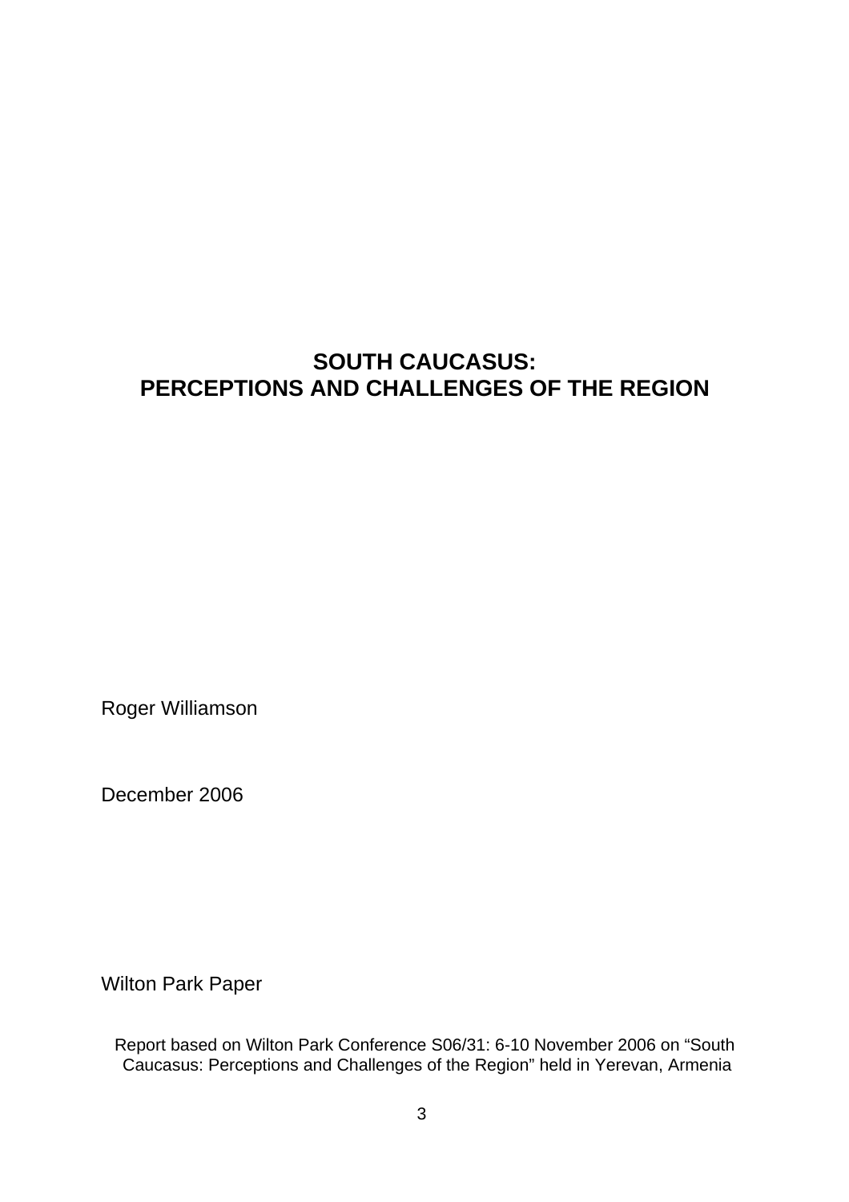# SOUTH CAUCASUS: PERCEPTIONS AND CHALLENGES OF THE REGION

Roger Williamson

December 2006

Wilton Park Paper

Report based on Wilton Park Conference S06/31: 6-10 November 2006 on “South Caucasus: Perceptions and Challenges of the Region” held in Yerevan, Armenia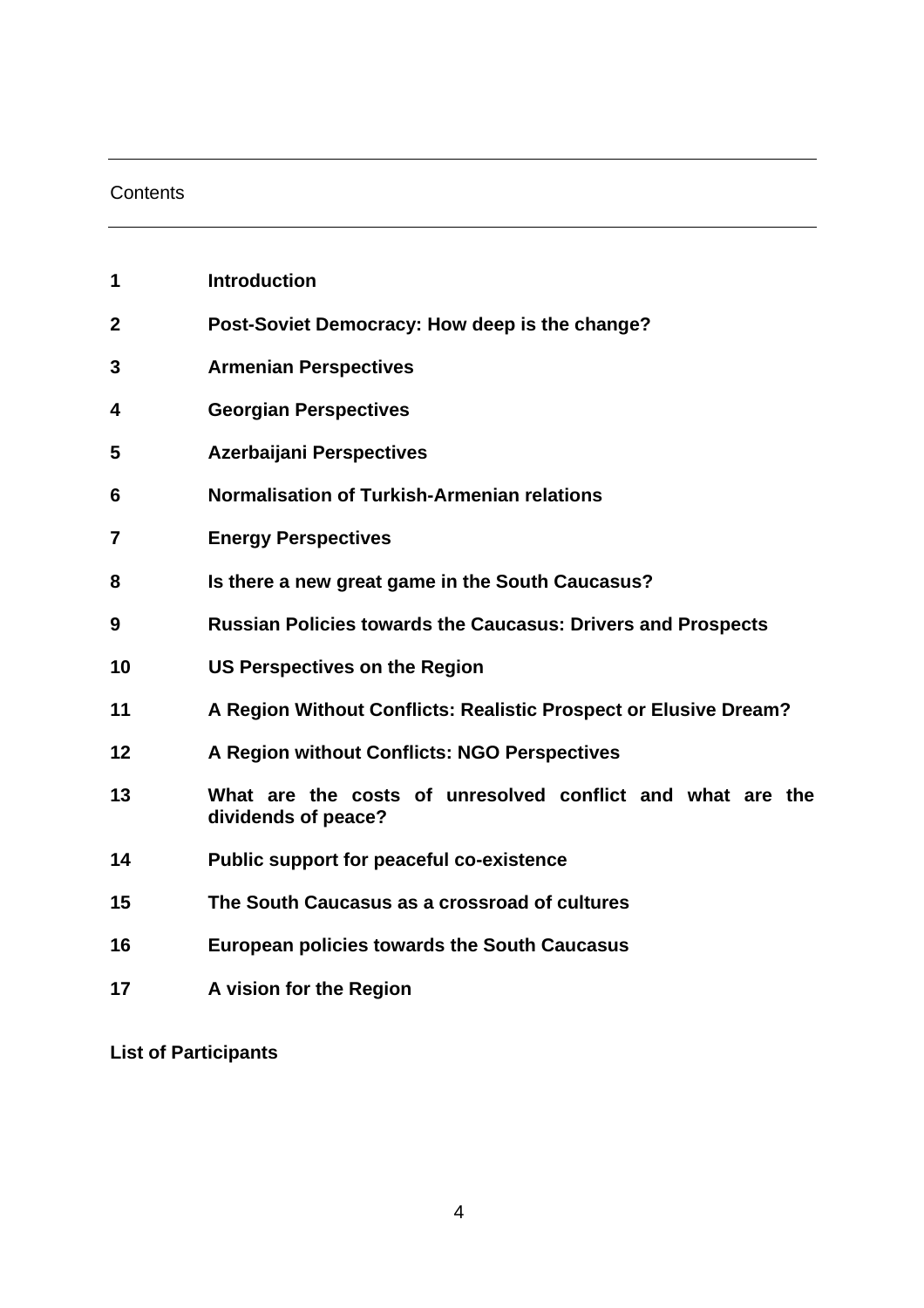## Contents

| | |
|---|---|
| **1** | **Introduction** |
| **2** | **Post-Soviet Democracy: How deep is the change?** |
| **3** | **Armenian Perspectives** |
| **4** | **Georgian Perspectives** |
| **5** | **Azerbaijani Perspectives** |
| **6** | **Normalisation of Turkish-Armenian relations** |
| **7** | **Energy Perspectives** |
| **8** | **Is there a new great game in the South Caucasus?** |
| **9** | **Russian Policies towards the Caucasus: Drivers and Prospects** |
| **10** | **US Perspectives on the Region** |
| **11** | **A Region Without Conflicts: Realistic Prospect or Elusive Dream?** |
| **12** | **A Region without Conflicts: NGO Perspectives** |
| **13** | **What are the costs of unresolved conflict and what are the dividends of peace?** |
| **14** | **Public support for peaceful co-existence** |
| **15** | **The South Caucasus as a crossroad of cultures** |
| **16** | **European policies towards the South Caucasus** |
| **17** | **A vision for the Region** |

**List of Participants**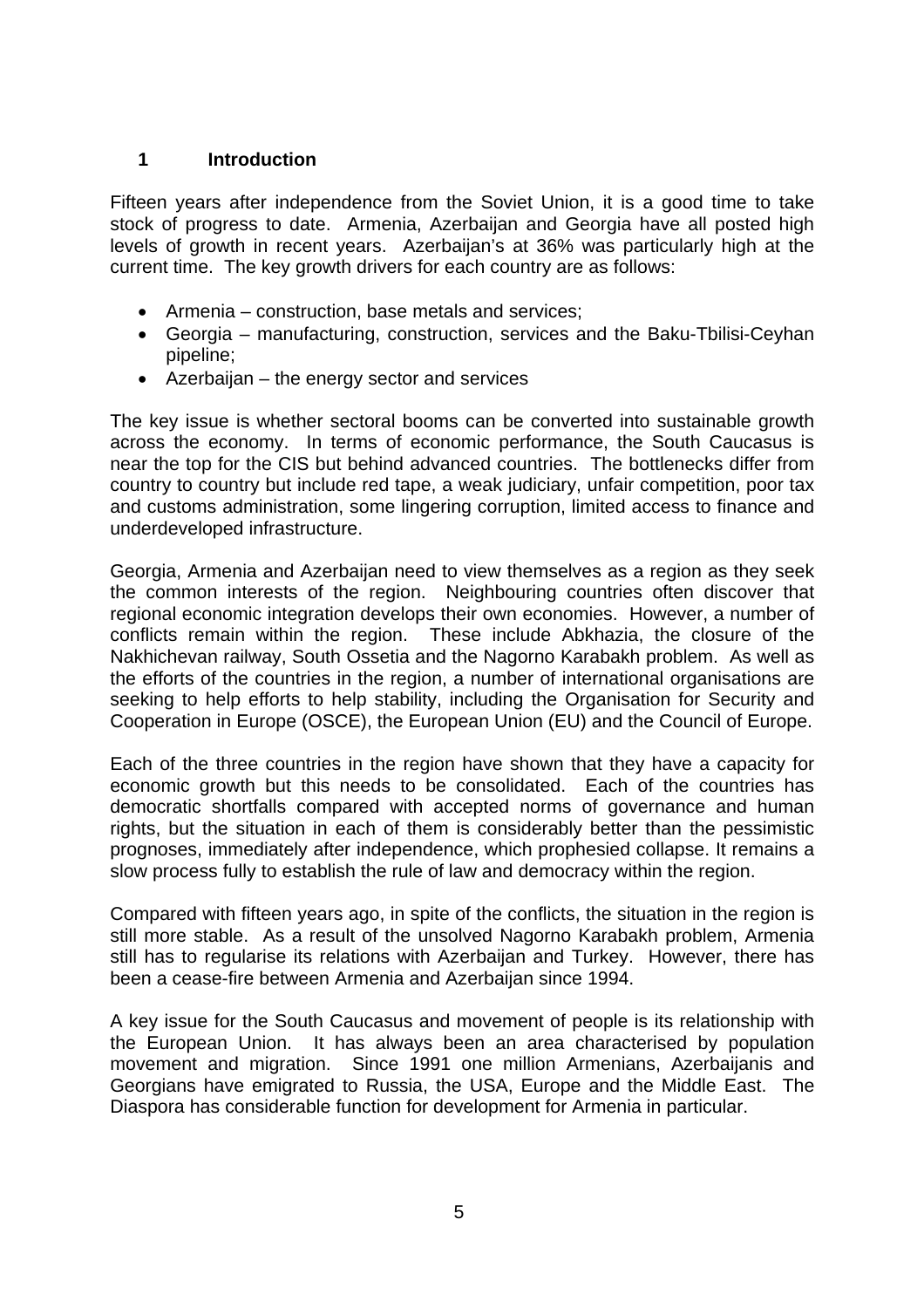# 1 Introduction

Fifteen years after independence from the Soviet Union, it is a good time to take stock of progress to date. Armenia, Azerbaijan and Georgia have all posted high levels of growth in recent years. Azerbaijan's at 36% was particularly high at the current time. The key growth drivers for each country are as follows:

- Armenia – construction, base metals and services;
- Georgia – manufacturing, construction, services and the Baku-Tbilisi-Ceyhan pipeline;
- Azerbaijan – the energy sector and services

The key issue is whether sectoral booms can be converted into sustainable growth across the economy. In terms of economic performance, the South Caucasus is near the top for the CIS but behind advanced countries. The bottlenecks differ from country to country but include red tape, a weak judiciary, unfair competition, poor tax and customs administration, some lingering corruption, limited access to finance and underdeveloped infrastructure.

Georgia, Armenia and Azerbaijan need to view themselves as a region as they seek the common interests of the region. Neighbouring countries often discover that regional economic integration develops their own economies. However, a number of conflicts remain within the region. These include Abkhazia, the closure of the Nakhichevan railway, South Ossetia and the Nagorno Karabakh problem. As well as the efforts of the countries in the region, a number of international organisations are seeking to help efforts to help stability, including the Organisation for Security and Cooperation in Europe (OSCE), the European Union (EU) and the Council of Europe.

Each of the three countries in the region have shown that they have a capacity for economic growth but this needs to be consolidated. Each of the countries has democratic shortfalls compared with accepted norms of governance and human rights, but the situation in each of them is considerably better than the pessimistic prognoses, immediately after independence, which prophesied collapse. It remains a slow process fully to establish the rule of law and democracy within the region.

Compared with fifteen years ago, in spite of the conflicts, the situation in the region is still more stable. As a result of the unsolved Nagorno Karabakh problem, Armenia still has to regularise its relations with Azerbaijan and Turkey. However, there has been a cease-fire between Armenia and Azerbaijan since 1994.

A key issue for the South Caucasus and movement of people is its relationship with the European Union. It has always been an area characterised by population movement and migration. Since 1991 one million Armenians, Azerbaijanis and Georgians have emigrated to Russia, the USA, Europe and the Middle East. The Diaspora has considerable function for development for Armenia in particular.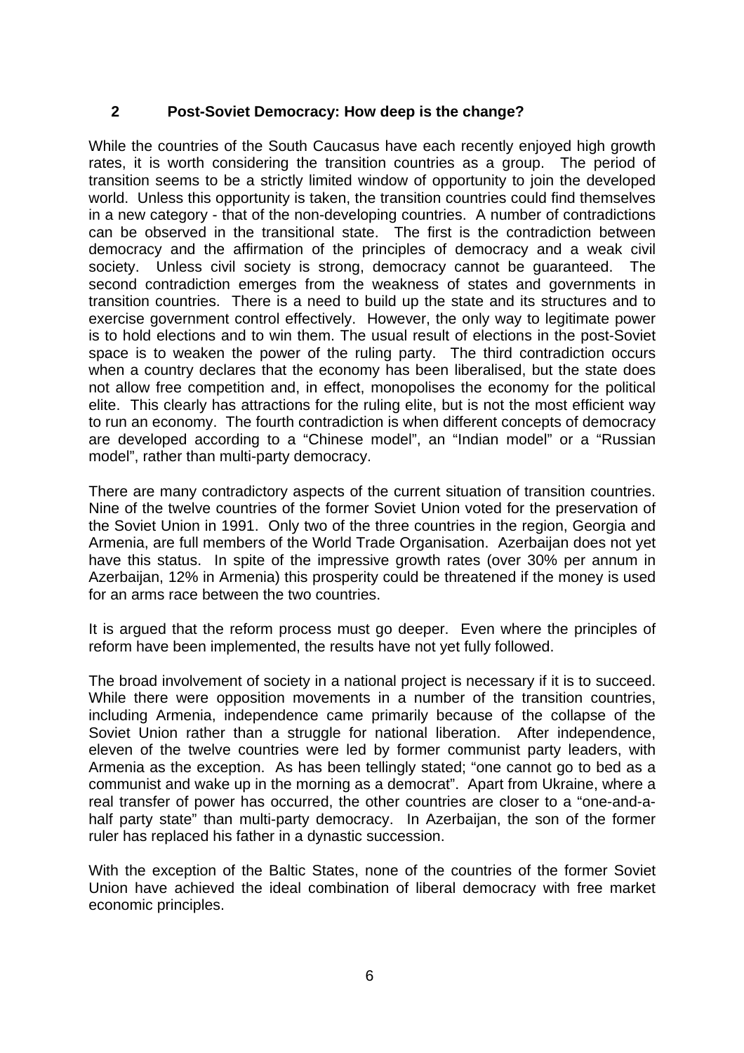## 2 Post-Soviet Democracy: How deep is the change?

While the countries of the South Caucasus have each recently enjoyed high growth rates, it is worth considering the transition countries as a group. The period of transition seems to be a strictly limited window of opportunity to join the developed world. Unless this opportunity is taken, the transition countries could find themselves in a new category - that of the non-developing countries. A number of contradictions can be observed in the transitional state. The first is the contradiction between democracy and the affirmation of the principles of democracy and a weak civil society. Unless civil society is strong, democracy cannot be guaranteed. The second contradiction emerges from the weakness of states and governments in transition countries. There is a need to build up the state and its structures and to exercise government control effectively. However, the only way to legitimate power is to hold elections and to win them. The usual result of elections in the post-Soviet space is to weaken the power of the ruling party. The third contradiction occurs when a country declares that the economy has been liberalised, but the state does not allow free competition and, in effect, monopolises the economy for the political elite. This clearly has attractions for the ruling elite, but is not the most efficient way to run an economy. The fourth contradiction is when different concepts of democracy are developed according to a "Chinese model", an "Indian model" or a "Russian model", rather than multi-party democracy.

There are many contradictory aspects of the current situation of transition countries. Nine of the twelve countries of the former Soviet Union voted for the preservation of the Soviet Union in 1991. Only two of the three countries in the region, Georgia and Armenia, are full members of the World Trade Organisation. Azerbaijan does not yet have this status. In spite of the impressive growth rates (over 30% per annum in Azerbaijan, 12% in Armenia) this prosperity could be threatened if the money is used for an arms race between the two countries.

It is argued that the reform process must go deeper. Even where the principles of reform have been implemented, the results have not yet fully followed.

The broad involvement of society in a national project is necessary if it is to succeed. While there were opposition movements in a number of the transition countries, including Armenia, independence came primarily because of the collapse of the Soviet Union rather than a struggle for national liberation. After independence, eleven of the twelve countries were led by former communist party leaders, with Armenia as the exception. As has been tellingly stated; "one cannot go to bed as a communist and wake up in the morning as a democrat". Apart from Ukraine, where a real transfer of power has occurred, the other countries are closer to a "one-and-a-half party state" than multi-party democracy. In Azerbaijan, the son of the former ruler has replaced his father in a dynastic succession.

With the exception of the Baltic States, none of the countries of the former Soviet Union have achieved the ideal combination of liberal democracy with free market economic principles.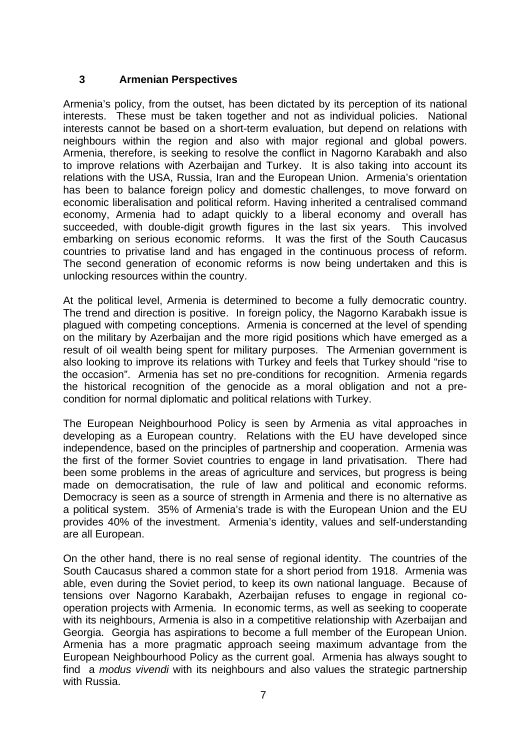## 3 Armenian Perspectives

Armenia's policy, from the outset, has been dictated by its perception of its national interests. These must be taken together and not as individual policies. National interests cannot be based on a short-term evaluation, but depend on relations with neighbours within the region and also with major regional and global powers. Armenia, therefore, is seeking to resolve the conflict in Nagorno Karabakh and also to improve relations with Azerbaijan and Turkey. It is also taking into account its relations with the USA, Russia, Iran and the European Union. Armenia's orientation has been to balance foreign policy and domestic challenges, to move forward on economic liberalisation and political reform. Having inherited a centralised command economy, Armenia had to adapt quickly to a liberal economy and overall has succeeded, with double-digit growth figures in the last six years. This involved embarking on serious economic reforms. It was the first of the South Caucasus countries to privatise land and has engaged in the continuous process of reform. The second generation of economic reforms is now being undertaken and this is unlocking resources within the country.

At the political level, Armenia is determined to become a fully democratic country. The trend and direction is positive. In foreign policy, the Nagorno Karabakh issue is plagued with competing conceptions. Armenia is concerned at the level of spending on the military by Azerbaijan and the more rigid positions which have emerged as a result of oil wealth being spent for military purposes. The Armenian government is also looking to improve its relations with Turkey and feels that Turkey should "rise to the occasion". Armenia has set no pre-conditions for recognition. Armenia regards the historical recognition of the genocide as a moral obligation and not a pre-condition for normal diplomatic and political relations with Turkey.

The European Neighbourhood Policy is seen by Armenia as vital approaches in developing as a European country. Relations with the EU have developed since independence, based on the principles of partnership and cooperation. Armenia was the first of the former Soviet countries to engage in land privatisation. There had been some problems in the areas of agriculture and services, but progress is being made on democratisation, the rule of law and political and economic reforms. Democracy is seen as a source of strength in Armenia and there is no alternative as a political system. 35% of Armenia's trade is with the European Union and the EU provides 40% of the investment. Armenia's identity, values and self-understanding are all European.

On the other hand, there is no real sense of regional identity. The countries of the South Caucasus shared a common state for a short period from 1918. Armenia was able, even during the Soviet period, to keep its own national language. Because of tensions over Nagorno Karabakh, Azerbaijan refuses to engage in regional co-operation projects with Armenia. In economic terms, as well as seeking to cooperate with its neighbours, Armenia is also in a competitive relationship with Azerbaijan and Georgia. Georgia has aspirations to become a full member of the European Union. Armenia has a more pragmatic approach seeing maximum advantage from the European Neighbourhood Policy as the current goal. Armenia has always sought to find a *modus vivendi* with its neighbours and also values the strategic partnership with Russia.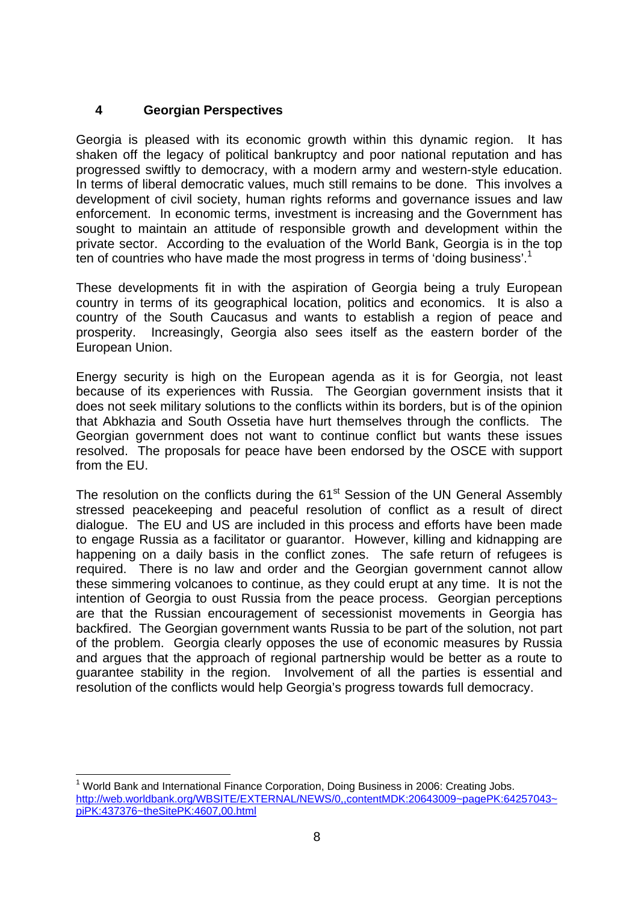## 4 Georgian Perspectives

Georgia is pleased with its economic growth within this dynamic region. It has shaken off the legacy of political bankruptcy and poor national reputation and has progressed swiftly to democracy, with a modern army and western-style education. In terms of liberal democratic values, much still remains to be done. This involves a development of civil society, human rights reforms and governance issues and law enforcement. In economic terms, investment is increasing and the Government has sought to maintain an attitude of responsible growth and development within the private sector. According to the evaluation of the World Bank, Georgia is in the top ten of countries who have made the most progress in terms of 'doing business'.[1]

These developments fit in with the aspiration of Georgia being a truly European country in terms of its geographical location, politics and economics. It is also a country of the South Caucasus and wants to establish a region of peace and prosperity. Increasingly, Georgia also sees itself as the eastern border of the European Union.

Energy security is high on the European agenda as it is for Georgia, not least because of its experiences with Russia. The Georgian government insists that it does not seek military solutions to the conflicts within its borders, but is of the opinion that Abkhazia and South Ossetia have hurt themselves through the conflicts. The Georgian government does not want to continue conflict but wants these issues resolved. The proposals for peace have been endorsed by the OSCE with support from the EU.

The resolution on the conflicts during the 61st Session of the UN General Assembly stressed peacekeeping and peaceful resolution of conflict as a result of direct dialogue. The EU and US are included in this process and efforts have been made to engage Russia as a facilitator or guarantor. However, killing and kidnapping are happening on a daily basis in the conflict zones. The safe return of refugees is required. There is no law and order and the Georgian government cannot allow these simmering volcanoes to continue, as they could erupt at any time. It is not the intention of Georgia to oust Russia from the peace process. Georgian perceptions are that the Russian encouragement of secessionist movements in Georgia has backfired. The Georgian government wants Russia to be part of the solution, not part of the problem. Georgia clearly opposes the use of economic measures by Russia and argues that the approach of regional partnership would be better as a route to guarantee stability in the region. Involvement of all the parties is essential and resolution of the conflicts would help Georgia's progress towards full democracy.

---

[1] World Bank and International Finance Corporation, Doing Business in 2006: Creating Jobs. http://web.worldbank.org/WBSITE/EXTERNAL/NEWS/0,,contentMDK:20643009~pagePK:64257043~piPK:437376~theSitePK:4607,00.html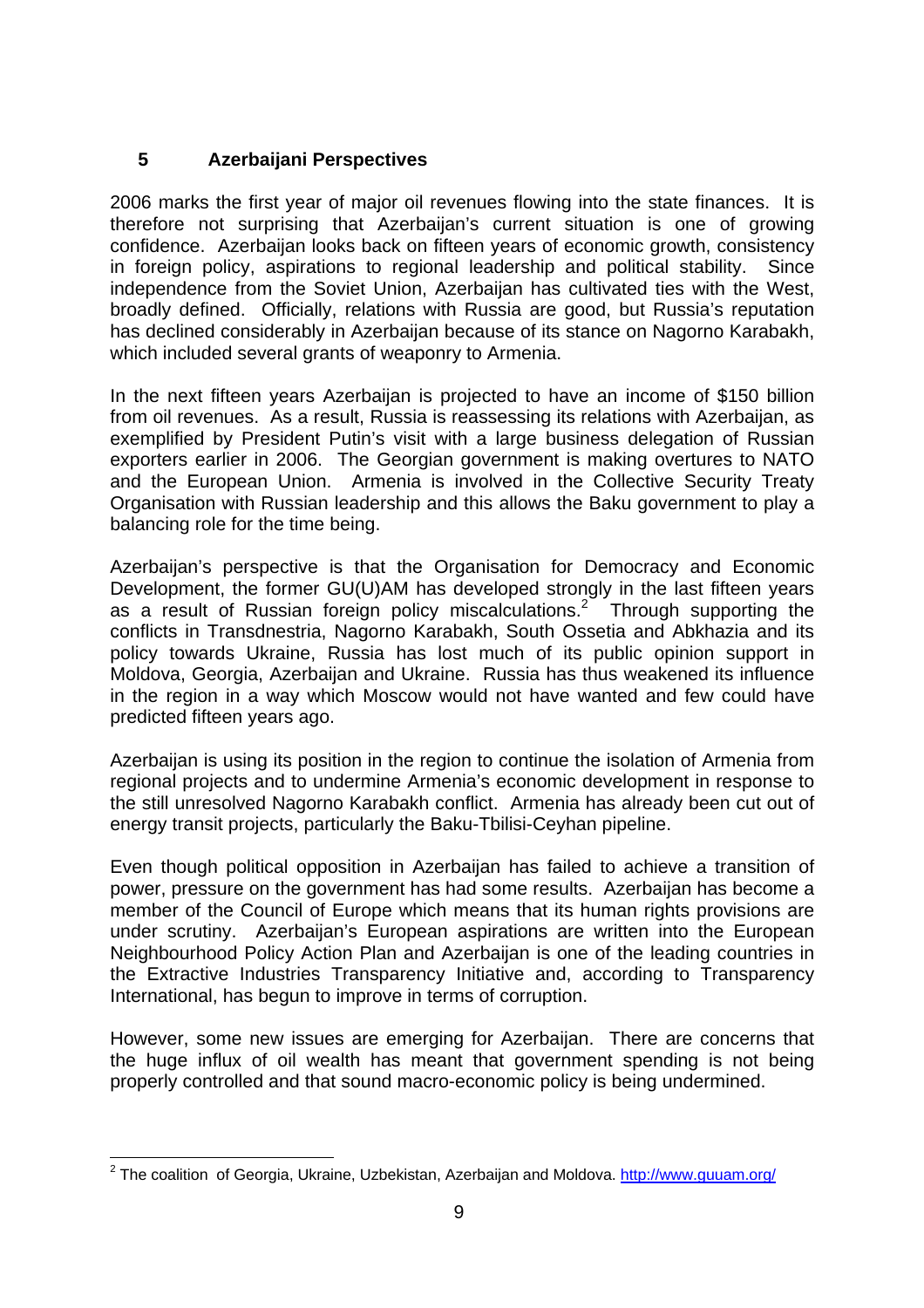## 5 Azerbaijani Perspectives

2006 marks the first year of major oil revenues flowing into the state finances. It is therefore not surprising that Azerbaijan's current situation is one of growing confidence. Azerbaijan looks back on fifteen years of economic growth, consistency in foreign policy, aspirations to regional leadership and political stability. Since independence from the Soviet Union, Azerbaijan has cultivated ties with the West, broadly defined. Officially, relations with Russia are good, but Russia's reputation has declined considerably in Azerbaijan because of its stance on Nagorno Karabakh, which included several grants of weaponry to Armenia.

In the next fifteen years Azerbaijan is projected to have an income of $150 billion from oil revenues. As a result, Russia is reassessing its relations with Azerbaijan, as exemplified by President Putin's visit with a large business delegation of Russian exporters earlier in 2006. The Georgian government is making overtures to NATO and the European Union. Armenia is involved in the Collective Security Treaty Organisation with Russian leadership and this allows the Baku government to play a balancing role for the time being.

Azerbaijan's perspective is that the Organisation for Democracy and Economic Development, the former GU(U)AM has developed strongly in the last fifteen years as a result of Russian foreign policy miscalculations.[2] Through supporting the conflicts in Transdnestria, Nagorno Karabakh, South Ossetia and Abkhazia and its policy towards Ukraine, Russia has lost much of its public opinion support in Moldova, Georgia, Azerbaijan and Ukraine. Russia has thus weakened its influence in the region in a way which Moscow would not have wanted and few could have predicted fifteen years ago.

Azerbaijan is using its position in the region to continue the isolation of Armenia from regional projects and to undermine Armenia's economic development in response to the still unresolved Nagorno Karabakh conflict. Armenia has already been cut out of energy transit projects, particularly the Baku-Tbilisi-Ceyhan pipeline.

Even though political opposition in Azerbaijan has failed to achieve a transition of power, pressure on the government has had some results. Azerbaijan has become a member of the Council of Europe which means that its human rights provisions are under scrutiny. Azerbaijan's European aspirations are written into the European Neighbourhood Policy Action Plan and Azerbaijan is one of the leading countries in the Extractive Industries Transparency Initiative and, according to Transparency International, has begun to improve in terms of corruption.

However, some new issues are emerging for Azerbaijan. There are concerns that the huge influx of oil wealth has meant that government spending is not being properly controlled and that sound macro-economic policy is being undermined.

---

[2] The coalition of Georgia, Ukraine, Uzbekistan, Azerbaijan and Moldova. http://www.guuam.org/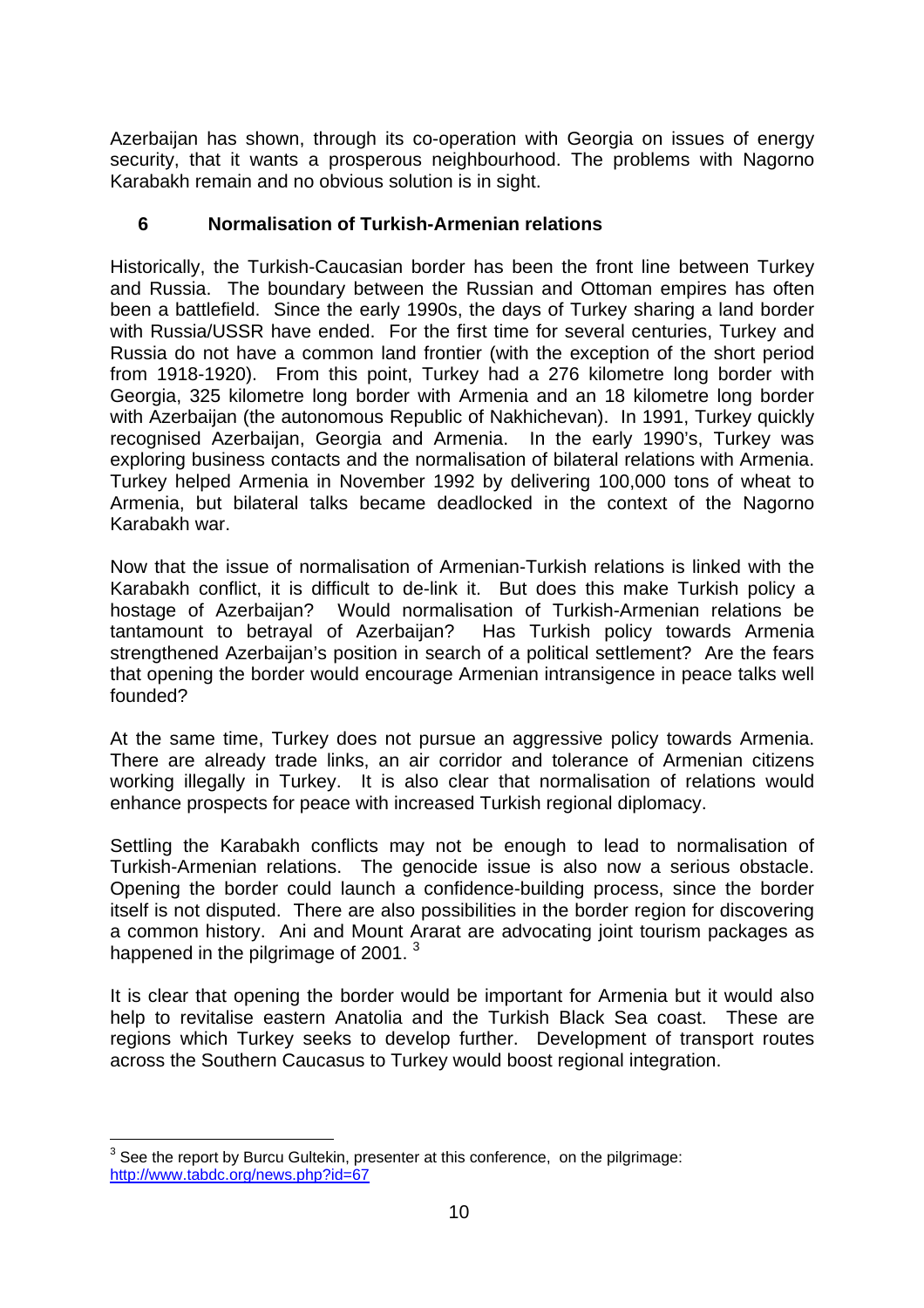Azerbaijan has shown, through its co-operation with Georgia on issues of energy security, that it wants a prosperous neighbourhood. The problems with Nagorno Karabakh remain and no obvious solution is in sight.

## 6 Normalisation of Turkish-Armenian relations

Historically, the Turkish-Caucasian border has been the front line between Turkey and Russia. The boundary between the Russian and Ottoman empires has often been a battlefield. Since the early 1990s, the days of Turkey sharing a land border with Russia/USSR have ended. For the first time for several centuries, Turkey and Russia do not have a common land frontier (with the exception of the short period from 1918-1920). From this point, Turkey had a 276 kilometre long border with Georgia, 325 kilometre long border with Armenia and an 18 kilometre long border with Azerbaijan (the autonomous Republic of Nakhichevan). In 1991, Turkey quickly recognised Azerbaijan, Georgia and Armenia. In the early 1990's, Turkey was exploring business contacts and the normalisation of bilateral relations with Armenia. Turkey helped Armenia in November 1992 by delivering 100,000 tons of wheat to Armenia, but bilateral talks became deadlocked in the context of the Nagorno Karabakh war.

Now that the issue of normalisation of Armenian-Turkish relations is linked with the Karabakh conflict, it is difficult to de-link it. But does this make Turkish policy a hostage of Azerbaijan? Would normalisation of Turkish-Armenian relations be tantamount to betrayal of Azerbaijan? Has Turkish policy towards Armenia strengthened Azerbaijan's position in search of a political settlement? Are the fears that opening the border would encourage Armenian intransigence in peace talks well founded?

At the same time, Turkey does not pursue an aggressive policy towards Armenia. There are already trade links, an air corridor and tolerance of Armenian citizens working illegally in Turkey. It is also clear that normalisation of relations would enhance prospects for peace with increased Turkish regional diplomacy.

Settling the Karabakh conflicts may not be enough to lead to normalisation of Turkish-Armenian relations. The genocide issue is also now a serious obstacle. Opening the border could launch a confidence-building process, since the border itself is not disputed. There are also possibilities in the border region for discovering a common history. Ani and Mount Ararat are advocating joint tourism packages as happened in the pilgrimage of 2001. [3]

It is clear that opening the border would be important for Armenia but it would also help to revitalise eastern Anatolia and the Turkish Black Sea coast. These are regions which Turkey seeks to develop further. Development of transport routes across the Southern Caucasus to Turkey would boost regional integration.

---

[3] See the report by Burcu Gultekin, presenter at this conference, on the pilgrimage: http://www.tabdc.org/news.php?id=67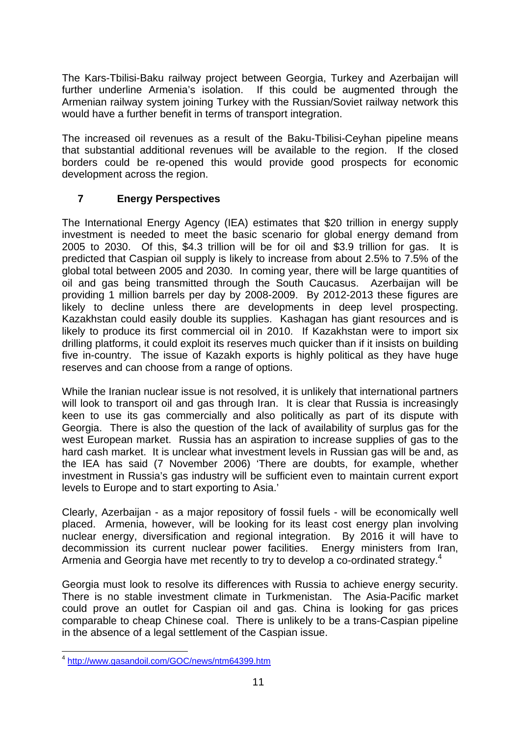The Kars-Tbilisi-Baku railway project between Georgia, Turkey and Azerbaijan will further underline Armenia's isolation. If this could be augmented through the Armenian railway system joining Turkey with the Russian/Soviet railway network this would have a further benefit in terms of transport integration.

The increased oil revenues as a result of the Baku-Tbilisi-Ceyhan pipeline means that substantial additional revenues will be available to the region. If the closed borders could be re-opened this would provide good prospects for economic development across the region.

## 7 Energy Perspectives

The International Energy Agency (IEA) estimates that $20 trillion in energy supply investment is needed to meet the basic scenario for global energy demand from 2005 to 2030. Of this, $4.3 trillion will be for oil and $3.9 trillion for gas. It is predicted that Caspian oil supply is likely to increase from about 2.5% to 7.5% of the global total between 2005 and 2030. In coming year, there will be large quantities of oil and gas being transmitted through the South Caucasus. Azerbaijan will be providing 1 million barrels per day by 2008-2009. By 2012-2013 these figures are likely to decline unless there are developments in deep level prospecting. Kazakhstan could easily double its supplies. Kashagan has giant resources and is likely to produce its first commercial oil in 2010. If Kazakhstan were to import six drilling platforms, it could exploit its reserves much quicker than if it insists on building five in-country. The issue of Kazakh exports is highly political as they have huge reserves and can choose from a range of options.

While the Iranian nuclear issue is not resolved, it is unlikely that international partners will look to transport oil and gas through Iran. It is clear that Russia is increasingly keen to use its gas commercially and also politically as part of its dispute with Georgia. There is also the question of the lack of availability of surplus gas for the west European market. Russia has an aspiration to increase supplies of gas to the hard cash market. It is unclear what investment levels in Russian gas will be and, as the IEA has said (7 November 2006) 'There are doubts, for example, whether investment in Russia's gas industry will be sufficient even to maintain current export levels to Europe and to start exporting to Asia.'

Clearly, Azerbaijan - as a major repository of fossil fuels - will be economically well placed. Armenia, however, will be looking for its least cost energy plan involving nuclear energy, diversification and regional integration. By 2016 it will have to decommission its current nuclear power facilities. Energy ministers from Iran, Armenia and Georgia have met recently to try to develop a co-ordinated strategy.[4]

Georgia must look to resolve its differences with Russia to achieve energy security. There is no stable investment climate in Turkmenistan. The Asia-Pacific market could prove an outlet for Caspian oil and gas. China is looking for gas prices comparable to cheap Chinese coal. There is unlikely to be a trans-Caspian pipeline in the absence of a legal settlement of the Caspian issue.

---

[4] http://www.gasandoil.com/GOC/news/ntm64399.htm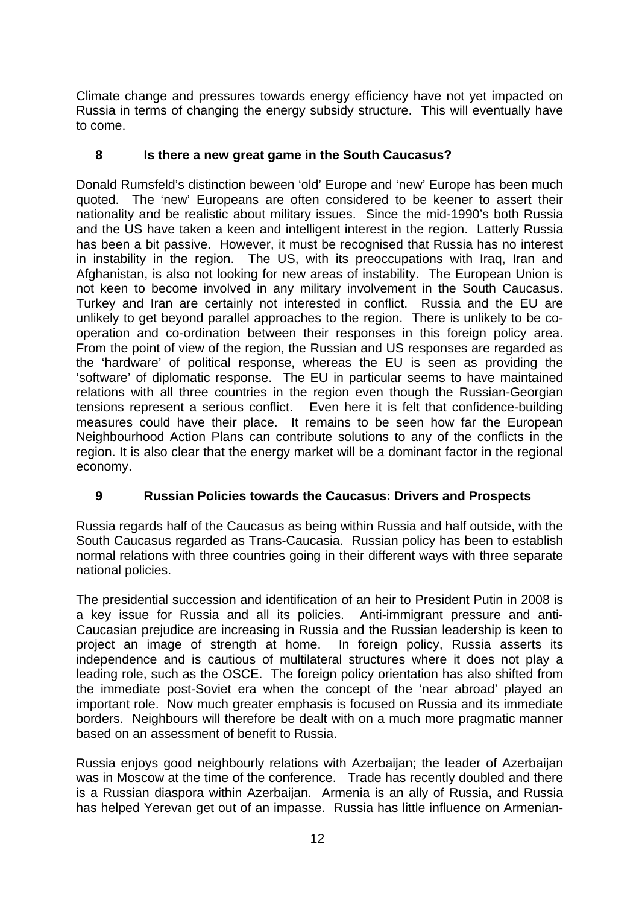Climate change and pressures towards energy efficiency have not yet impacted on Russia in terms of changing the energy subsidy structure. This will eventually have to come.

## 8 Is there a new great game in the South Caucasus?

Donald Rumsfeld's distinction beween 'old' Europe and 'new' Europe has been much quoted. The 'new' Europeans are often considered to be keener to assert their nationality and be realistic about military issues. Since the mid-1990's both Russia and the US have taken a keen and intelligent interest in the region. Latterly Russia has been a bit passive. However, it must be recognised that Russia has no interest in instability in the region. The US, with its preoccupations with Iraq, Iran and Afghanistan, is also not looking for new areas of instability. The European Union is not keen to become involved in any military involvement in the South Caucasus. Turkey and Iran are certainly not interested in conflict. Russia and the EU are unlikely to get beyond parallel approaches to the region. There is unlikely to be co-operation and co-ordination between their responses in this foreign policy area. From the point of view of the region, the Russian and US responses are regarded as the 'hardware' of political response, whereas the EU is seen as providing the 'software' of diplomatic response. The EU in particular seems to have maintained relations with all three countries in the region even though the Russian-Georgian tensions represent a serious conflict. Even here it is felt that confidence-building measures could have their place. It remains to be seen how far the European Neighbourhood Action Plans can contribute solutions to any of the conflicts in the region. It is also clear that the energy market will be a dominant factor in the regional economy.

## 9 Russian Policies towards the Caucasus: Drivers and Prospects

Russia regards half of the Caucasus as being within Russia and half outside, with the South Caucasus regarded as Trans-Caucasia. Russian policy has been to establish normal relations with three countries going in their different ways with three separate national policies.

The presidential succession and identification of an heir to President Putin in 2008 is a key issue for Russia and all its policies. Anti-immigrant pressure and anti-Caucasian prejudice are increasing in Russia and the Russian leadership is keen to project an image of strength at home. In foreign policy, Russia asserts its independence and is cautious of multilateral structures where it does not play a leading role, such as the OSCE. The foreign policy orientation has also shifted from the immediate post-Soviet era when the concept of the 'near abroad' played an important role. Now much greater emphasis is focused on Russia and its immediate borders. Neighbours will therefore be dealt with on a much more pragmatic manner based on an assessment of benefit to Russia.

Russia enjoys good neighbourly relations with Azerbaijan; the leader of Azerbaijan was in Moscow at the time of the conference. Trade has recently doubled and there is a Russian diaspora within Azerbaijan. Armenia is an ally of Russia, and Russia has helped Yerevan get out of an impasse. Russia has little influence on Armenian-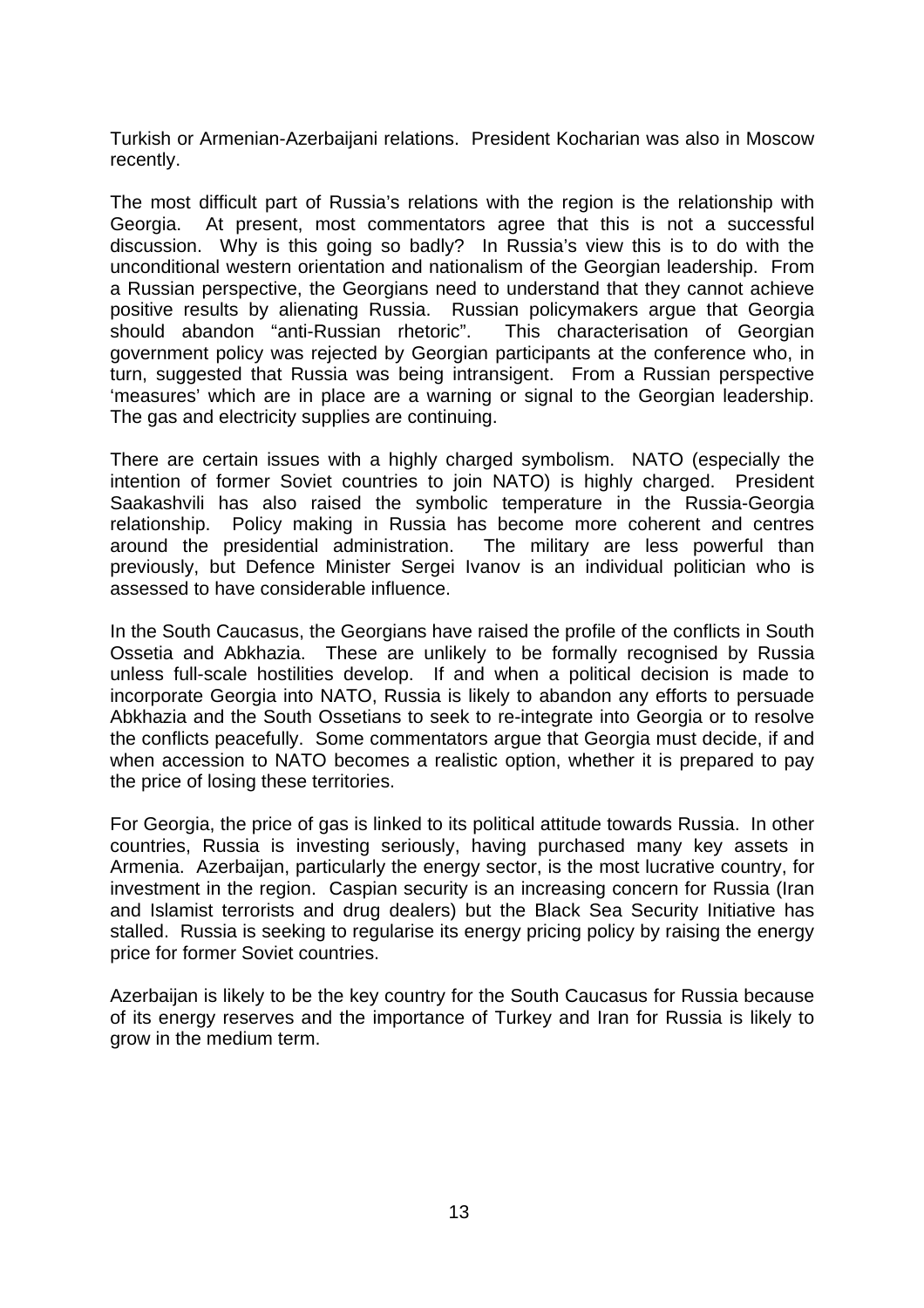Turkish or Armenian-Azerbaijani relations. President Kocharian was also in Moscow recently.

The most difficult part of Russia's relations with the region is the relationship with Georgia. At present, most commentators agree that this is not a successful discussion. Why is this going so badly? In Russia's view this is to do with the unconditional western orientation and nationalism of the Georgian leadership. From a Russian perspective, the Georgians need to understand that they cannot achieve positive results by alienating Russia. Russian policymakers argue that Georgia should abandon "anti-Russian rhetoric". This characterisation of Georgian government policy was rejected by Georgian participants at the conference who, in turn, suggested that Russia was being intransigent. From a Russian perspective 'measures' which are in place are a warning or signal to the Georgian leadership. The gas and electricity supplies are continuing.

There are certain issues with a highly charged symbolism. NATO (especially the intention of former Soviet countries to join NATO) is highly charged. President Saakashvili has also raised the symbolic temperature in the Russia-Georgia relationship. Policy making in Russia has become more coherent and centres around the presidential administration. The military are less powerful than previously, but Defence Minister Sergei Ivanov is an individual politician who is assessed to have considerable influence.

In the South Caucasus, the Georgians have raised the profile of the conflicts in South Ossetia and Abkhazia. These are unlikely to be formally recognised by Russia unless full-scale hostilities develop. If and when a political decision is made to incorporate Georgia into NATO, Russia is likely to abandon any efforts to persuade Abkhazia and the South Ossetians to seek to re-integrate into Georgia or to resolve the conflicts peacefully. Some commentators argue that Georgia must decide, if and when accession to NATO becomes a realistic option, whether it is prepared to pay the price of losing these territories.

For Georgia, the price of gas is linked to its political attitude towards Russia. In other countries, Russia is investing seriously, having purchased many key assets in Armenia. Azerbaijan, particularly the energy sector, is the most lucrative country, for investment in the region. Caspian security is an increasing concern for Russia (Iran and Islamist terrorists and drug dealers) but the Black Sea Security Initiative has stalled. Russia is seeking to regularise its energy pricing policy by raising the energy price for former Soviet countries.

Azerbaijan is likely to be the key country for the South Caucasus for Russia because of its energy reserves and the importance of Turkey and Iran for Russia is likely to grow in the medium term.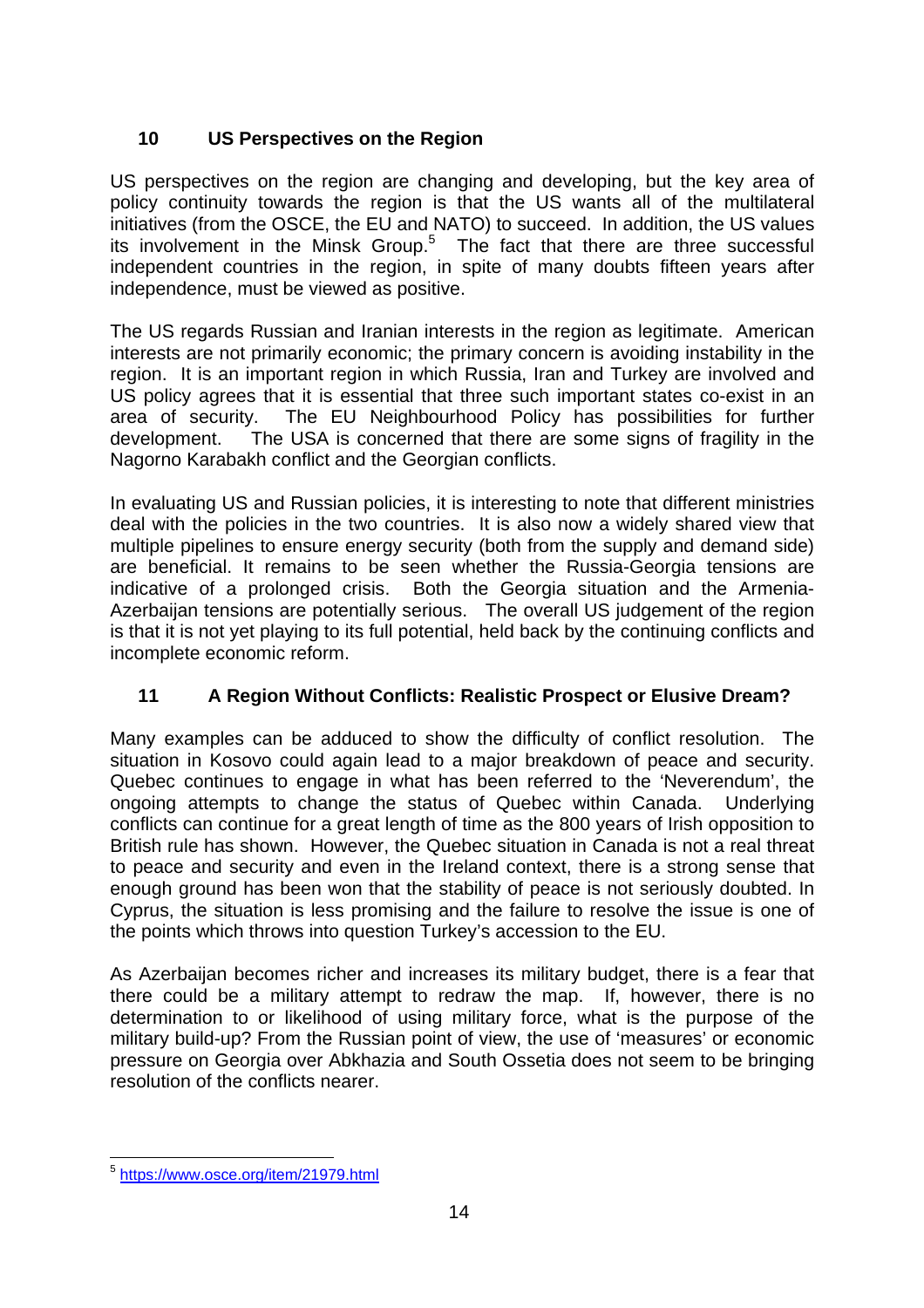## 10 US Perspectives on the Region

US perspectives on the region are changing and developing, but the key area of policy continuity towards the region is that the US wants all of the multilateral initiatives (from the OSCE, the EU and NATO) to succeed. In addition, the US values its involvement in the Minsk Group.[5] The fact that there are three successful independent countries in the region, in spite of many doubts fifteen years after independence, must be viewed as positive.

The US regards Russian and Iranian interests in the region as legitimate. American interests are not primarily economic; the primary concern is avoiding instability in the region. It is an important region in which Russia, Iran and Turkey are involved and US policy agrees that it is essential that three such important states co-exist in an area of security. The EU Neighbourhood Policy has possibilities for further development. The USA is concerned that there are some signs of fragility in the Nagorno Karabakh conflict and the Georgian conflicts.

In evaluating US and Russian policies, it is interesting to note that different ministries deal with the policies in the two countries. It is also now a widely shared view that multiple pipelines to ensure energy security (both from the supply and demand side) are beneficial. It remains to be seen whether the Russia-Georgia tensions are indicative of a prolonged crisis. Both the Georgia situation and the Armenia-Azerbaijan tensions are potentially serious. The overall US judgement of the region is that it is not yet playing to its full potential, held back by the continuing conflicts and incomplete economic reform.

## 11 A Region Without Conflicts: Realistic Prospect or Elusive Dream?

Many examples can be adduced to show the difficulty of conflict resolution. The situation in Kosovo could again lead to a major breakdown of peace and security. Quebec continues to engage in what has been referred to the 'Neverendum', the ongoing attempts to change the status of Quebec within Canada. Underlying conflicts can continue for a great length of time as the 800 years of Irish opposition to British rule has shown. However, the Quebec situation in Canada is not a real threat to peace and security and even in the Ireland context, there is a strong sense that enough ground has been won that the stability of peace is not seriously doubted. In Cyprus, the situation is less promising and the failure to resolve the issue is one of the points which throws into question Turkey's accession to the EU.

As Azerbaijan becomes richer and increases its military budget, there is a fear that there could be a military attempt to redraw the map. If, however, there is no determination to or likelihood of using military force, what is the purpose of the military build-up? From the Russian point of view, the use of 'measures' or economic pressure on Georgia over Abkhazia and South Ossetia does not seem to be bringing resolution of the conflicts nearer.

---

[5] https://www.osce.org/item/21979.html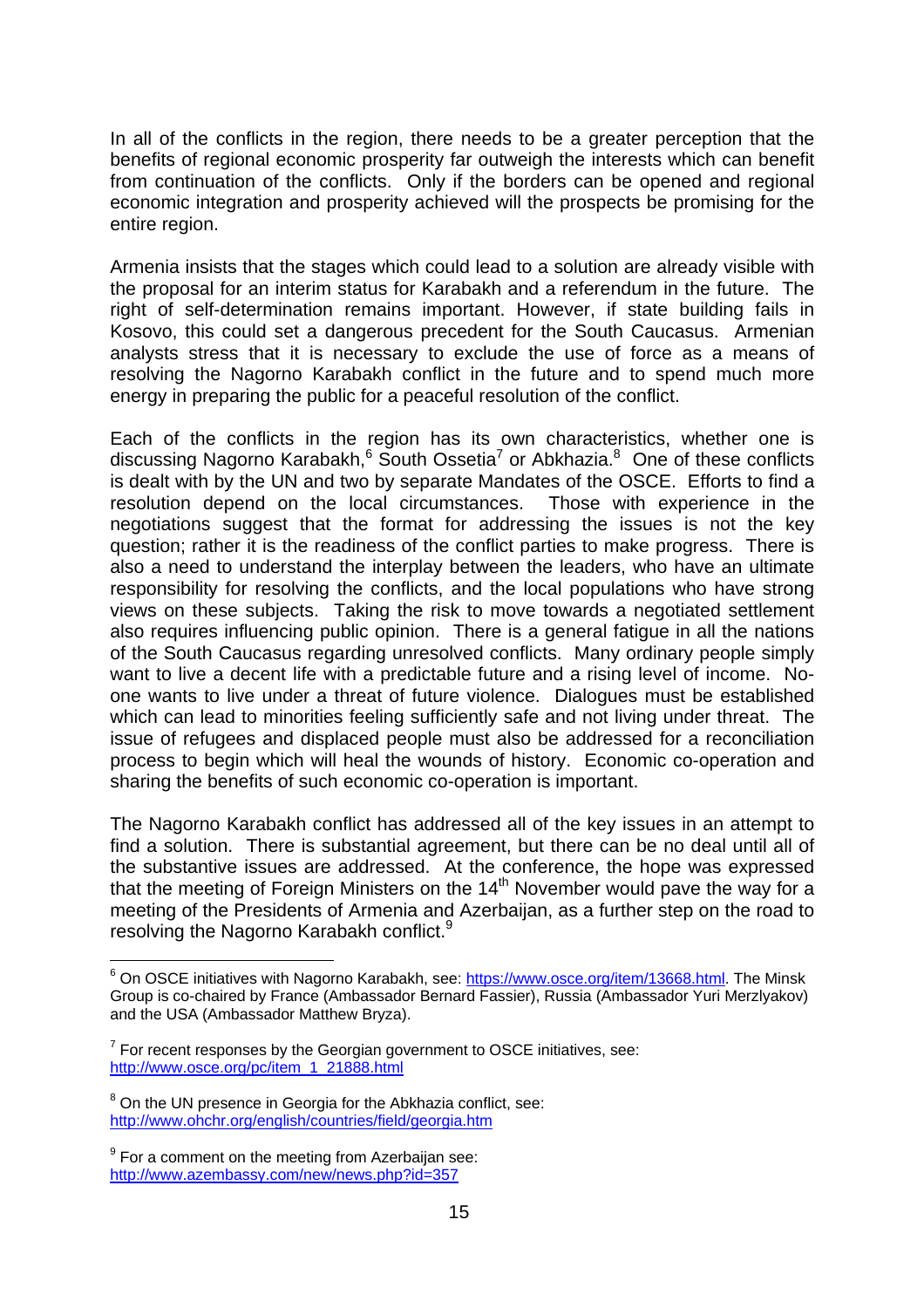In all of the conflicts in the region, there needs to be a greater perception that the benefits of regional economic prosperity far outweigh the interests which can benefit from continuation of the conflicts. Only if the borders can be opened and regional economic integration and prosperity achieved will the prospects be promising for the entire region.

Armenia insists that the stages which could lead to a solution are already visible with the proposal for an interim status for Karabakh and a referendum in the future. The right of self-determination remains important. However, if state building fails in Kosovo, this could set a dangerous precedent for the South Caucasus. Armenian analysts stress that it is necessary to exclude the use of force as a means of resolving the Nagorno Karabakh conflict in the future and to spend much more energy in preparing the public for a peaceful resolution of the conflict.

Each of the conflicts in the region has its own characteristics, whether one is discussing Nagorno Karabakh,[6] South Ossetia[7] or Abkhazia.[8] One of these conflicts is dealt with by the UN and two by separate Mandates of the OSCE. Efforts to find a resolution depend on the local circumstances. Those with experience in the negotiations suggest that the format for addressing the issues is not the key question; rather it is the readiness of the conflict parties to make progress. There is also a need to understand the interplay between the leaders, who have an ultimate responsibility for resolving the conflicts, and the local populations who have strong views on these subjects. Taking the risk to move towards a negotiated settlement also requires influencing public opinion. There is a general fatigue in all the nations of the South Caucasus regarding unresolved conflicts. Many ordinary people simply want to live a decent life with a predictable future and a rising level of income. No-one wants to live under a threat of future violence. Dialogues must be established which can lead to minorities feeling sufficiently safe and not living under threat. The issue of refugees and displaced people must also be addressed for a reconciliation process to begin which will heal the wounds of history. Economic co-operation and sharing the benefits of such economic co-operation is important.

The Nagorno Karabakh conflict has addressed all of the key issues in an attempt to find a solution. There is substantial agreement, but there can be no deal until all of the substantive issues are addressed. At the conference, the hope was expressed that the meeting of Foreign Ministers on the 14th November would pave the way for a meeting of the Presidents of Armenia and Azerbaijan, as a further step on the road to resolving the Nagorno Karabakh conflict.[9]

---

[6] On OSCE initiatives with Nagorno Karabakh, see: https://www.osce.org/item/13668.html. The Minsk Group is co-chaired by France (Ambassador Bernard Fassier), Russia (Ambassador Yuri Merzlyakov) and the USA (Ambassador Matthew Bryza).

[7] For recent responses by the Georgian government to OSCE initiatives, see: http://www.osce.org/pc/item_1_21888.html

[8] On the UN presence in Georgia for the Abkhazia conflict, see: http://www.ohchr.org/english/countries/field/georgia.htm

[9] For a comment on the meeting from Azerbaijan see: http://www.azembassy.com/new/news.php?id=357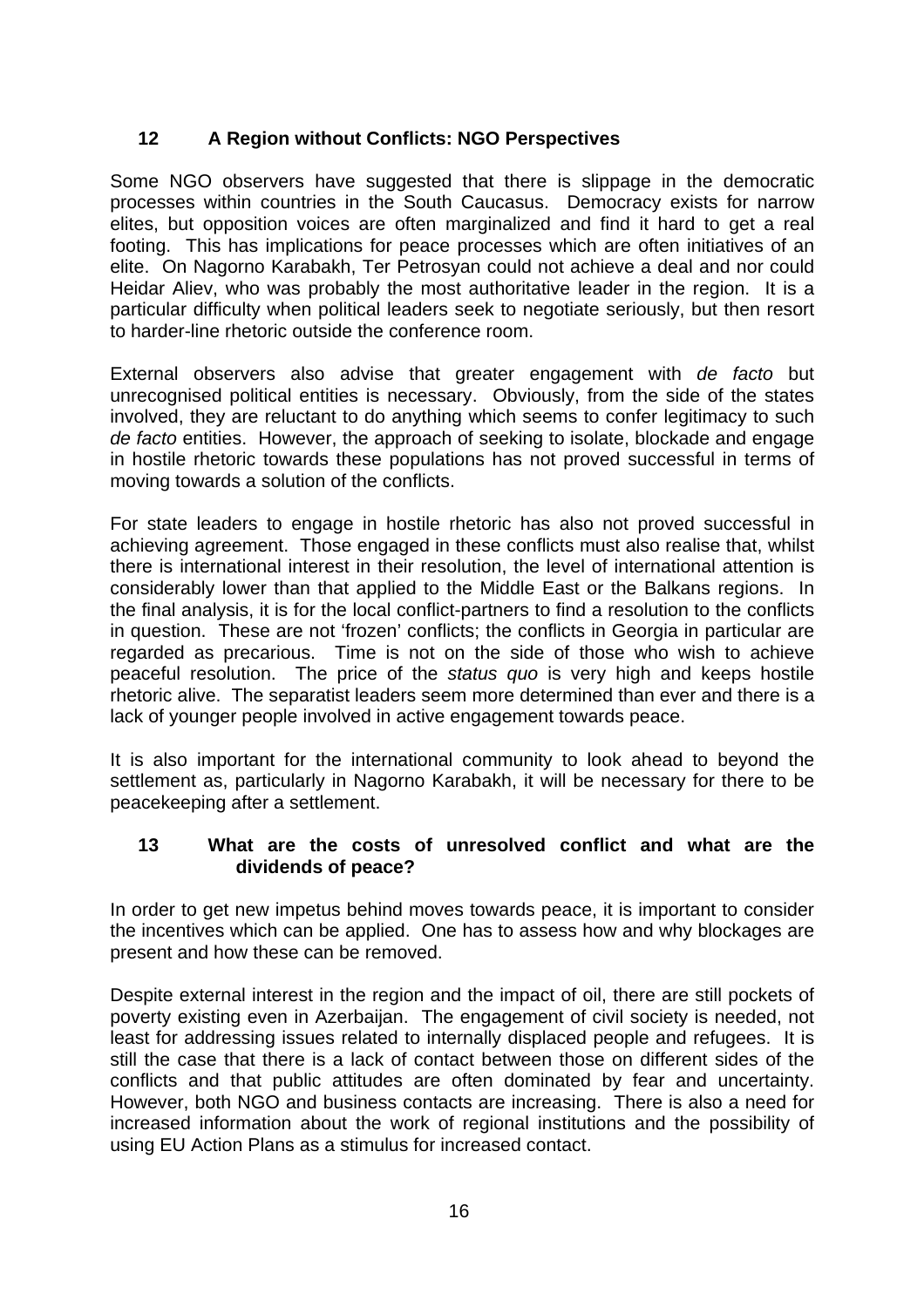## 12 A Region without Conflicts: NGO Perspectives

Some NGO observers have suggested that there is slippage in the democratic processes within countries in the South Caucasus. Democracy exists for narrow elites, but opposition voices are often marginalized and find it hard to get a real footing. This has implications for peace processes which are often initiatives of an elite. On Nagorno Karabakh, Ter Petrosyan could not achieve a deal and nor could Heidar Aliev, who was probably the most authoritative leader in the region. It is a particular difficulty when political leaders seek to negotiate seriously, but then resort to harder-line rhetoric outside the conference room.

External observers also advise that greater engagement with *de facto* but unrecognised political entities is necessary. Obviously, from the side of the states involved, they are reluctant to do anything which seems to confer legitimacy to such *de facto* entities. However, the approach of seeking to isolate, blockade and engage in hostile rhetoric towards these populations has not proved successful in terms of moving towards a solution of the conflicts.

For state leaders to engage in hostile rhetoric has also not proved successful in achieving agreement. Those engaged in these conflicts must also realise that, whilst there is international interest in their resolution, the level of international attention is considerably lower than that applied to the Middle East or the Balkans regions. In the final analysis, it is for the local conflict-partners to find a resolution to the conflicts in question. These are not 'frozen' conflicts; the conflicts in Georgia in particular are regarded as precarious. Time is not on the side of those who wish to achieve peaceful resolution. The price of the *status quo* is very high and keeps hostile rhetoric alive. The separatist leaders seem more determined than ever and there is a lack of younger people involved in active engagement towards peace.

It is also important for the international community to look ahead to beyond the settlement as, particularly in Nagorno Karabakh, it will be necessary for there to be peacekeeping after a settlement.

## 13 What are the costs of unresolved conflict and what are the dividends of peace?

In order to get new impetus behind moves towards peace, it is important to consider the incentives which can be applied. One has to assess how and why blockages are present and how these can be removed.

Despite external interest in the region and the impact of oil, there are still pockets of poverty existing even in Azerbaijan. The engagement of civil society is needed, not least for addressing issues related to internally displaced people and refugees. It is still the case that there is a lack of contact between those on different sides of the conflicts and that public attitudes are often dominated by fear and uncertainty. However, both NGO and business contacts are increasing. There is also a need for increased information about the work of regional institutions and the possibility of using EU Action Plans as a stimulus for increased contact.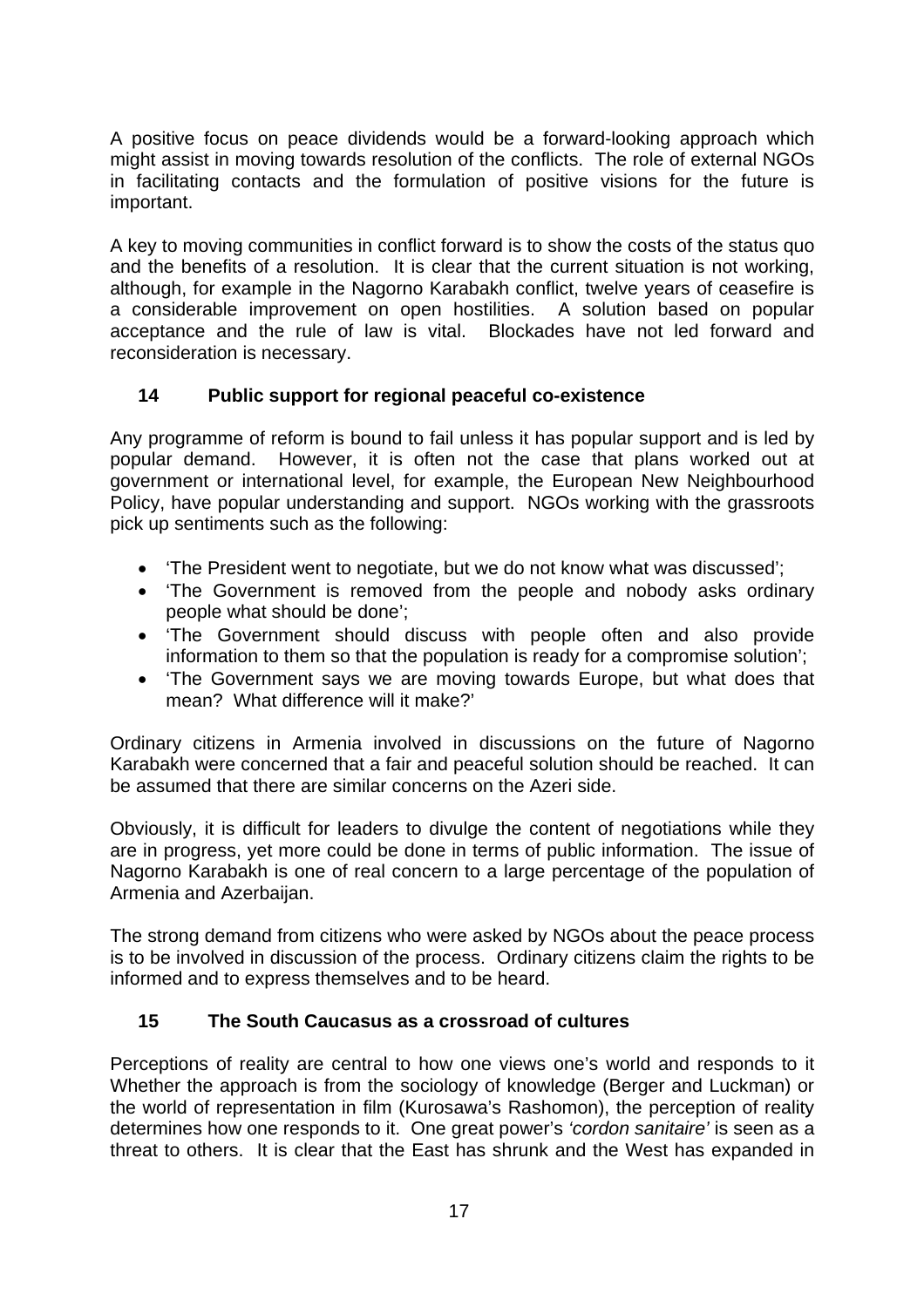A positive focus on peace dividends would be a forward-looking approach which might assist in moving towards resolution of the conflicts. The role of external NGOs in facilitating contacts and the formulation of positive visions for the future is important.

A key to moving communities in conflict forward is to show the costs of the status quo and the benefits of a resolution. It is clear that the current situation is not working, although, for example in the Nagorno Karabakh conflict, twelve years of ceasefire is a considerable improvement on open hostilities. A solution based on popular acceptance and the rule of law is vital. Blockades have not led forward and reconsideration is necessary.

## 14 Public support for regional peaceful co-existence

Any programme of reform is bound to fail unless it has popular support and is led by popular demand. However, it is often not the case that plans worked out at government or international level, for example, the European New Neighbourhood Policy, have popular understanding and support. NGOs working with the grassroots pick up sentiments such as the following:

- 'The President went to negotiate, but we do not know what was discussed';
- 'The Government is removed from the people and nobody asks ordinary people what should be done';
- 'The Government should discuss with people often and also provide information to them so that the population is ready for a compromise solution';
- 'The Government says we are moving towards Europe, but what does that mean? What difference will it make?'

Ordinary citizens in Armenia involved in discussions on the future of Nagorno Karabakh were concerned that a fair and peaceful solution should be reached. It can be assumed that there are similar concerns on the Azeri side.

Obviously, it is difficult for leaders to divulge the content of negotiations while they are in progress, yet more could be done in terms of public information. The issue of Nagorno Karabakh is one of real concern to a large percentage of the population of Armenia and Azerbaijan.

The strong demand from citizens who were asked by NGOs about the peace process is to be involved in discussion of the process. Ordinary citizens claim the rights to be informed and to express themselves and to be heard.

## 15 The South Caucasus as a crossroad of cultures

Perceptions of reality are central to how one views one's world and responds to it Whether the approach is from the sociology of knowledge (Berger and Luckman) or the world of representation in film (Kurosawa's Rashomon), the perception of reality determines how one responds to it. One great power's *'cordon sanitaire'* is seen as a threat to others. It is clear that the East has shrunk and the West has expanded in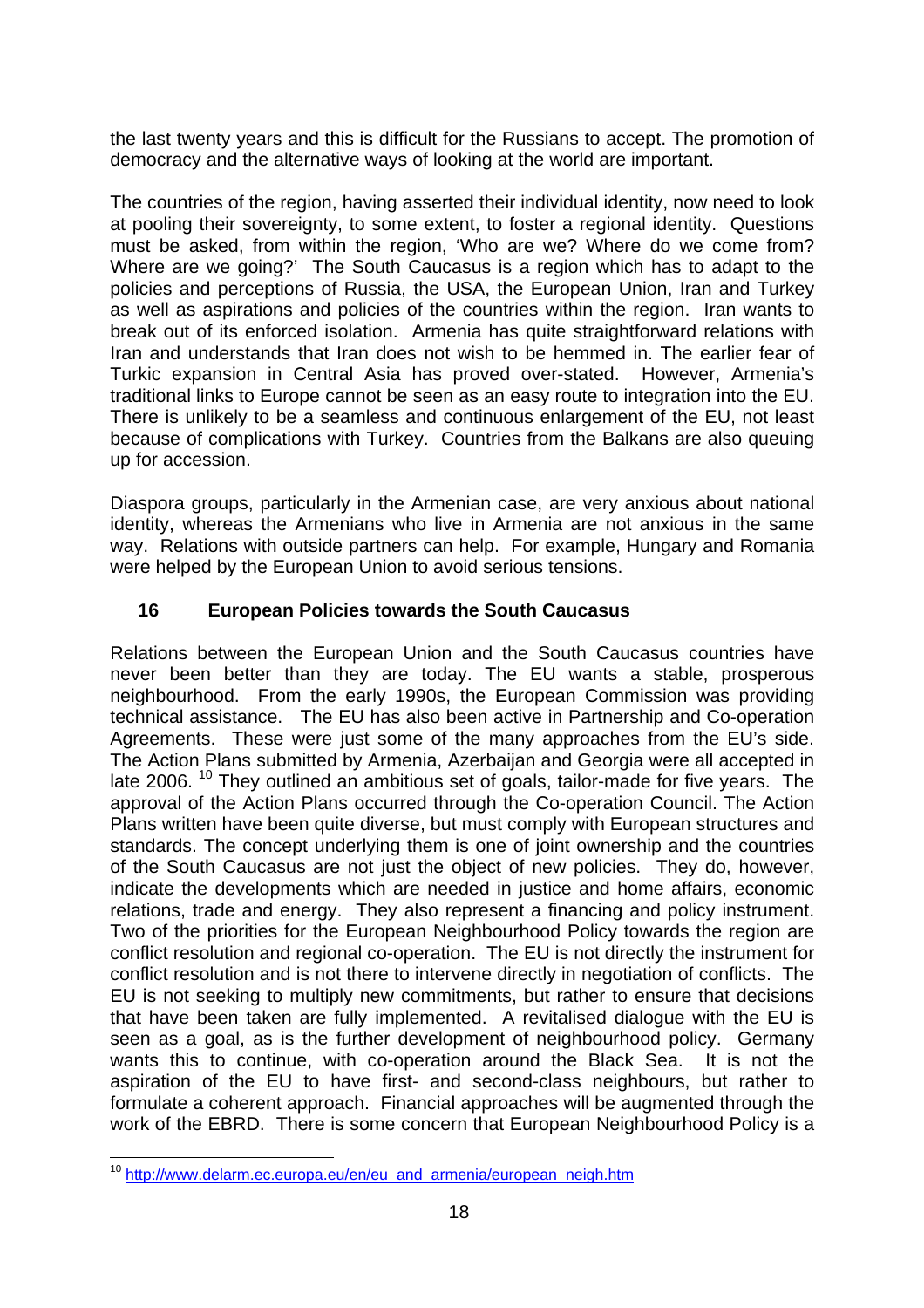the last twenty years and this is difficult for the Russians to accept. The promotion of democracy and the alternative ways of looking at the world are important.

The countries of the region, having asserted their individual identity, now need to look at pooling their sovereignty, to some extent, to foster a regional identity. Questions must be asked, from within the region, 'Who are we? Where do we come from? Where are we going?' The South Caucasus is a region which has to adapt to the policies and perceptions of Russia, the USA, the European Union, Iran and Turkey as well as aspirations and policies of the countries within the region. Iran wants to break out of its enforced isolation. Armenia has quite straightforward relations with Iran and understands that Iran does not wish to be hemmed in. The earlier fear of Turkic expansion in Central Asia has proved over-stated. However, Armenia's traditional links to Europe cannot be seen as an easy route to integration into the EU. There is unlikely to be a seamless and continuous enlargement of the EU, not least because of complications with Turkey. Countries from the Balkans are also queuing up for accession.

Diaspora groups, particularly in the Armenian case, are very anxious about national identity, whereas the Armenians who live in Armenia are not anxious in the same way. Relations with outside partners can help. For example, Hungary and Romania were helped by the European Union to avoid serious tensions.

## 16 European Policies towards the South Caucasus

Relations between the European Union and the South Caucasus countries have never been better than they are today. The EU wants a stable, prosperous neighbourhood. From the early 1990s, the European Commission was providing technical assistance. The EU has also been active in Partnership and Co-operation Agreements. These were just some of the many approaches from the EU's side. The Action Plans submitted by Armenia, Azerbaijan and Georgia were all accepted in late 2006. [10] They outlined an ambitious set of goals, tailor-made for five years. The approval of the Action Plans occurred through the Co-operation Council. The Action Plans written have been quite diverse, but must comply with European structures and standards. The concept underlying them is one of joint ownership and the countries of the South Caucasus are not just the object of new policies. They do, however, indicate the developments which are needed in justice and home affairs, economic relations, trade and energy. They also represent a financing and policy instrument. Two of the priorities for the European Neighbourhood Policy towards the region are conflict resolution and regional co-operation. The EU is not directly the instrument for conflict resolution and is not there to intervene directly in negotiation of conflicts. The EU is not seeking to multiply new commitments, but rather to ensure that decisions that have been taken are fully implemented. A revitalised dialogue with the EU is seen as a goal, as is the further development of neighbourhood policy. Germany wants this to continue, with co-operation around the Black Sea. It is not the aspiration of the EU to have first- and second-class neighbours, but rather to formulate a coherent approach. Financial approaches will be augmented through the work of the EBRD. There is some concern that European Neighbourhood Policy is a

---

[10] http://www.delarm.ec.europa.eu/en/eu_and_armenia/european_neigh.htm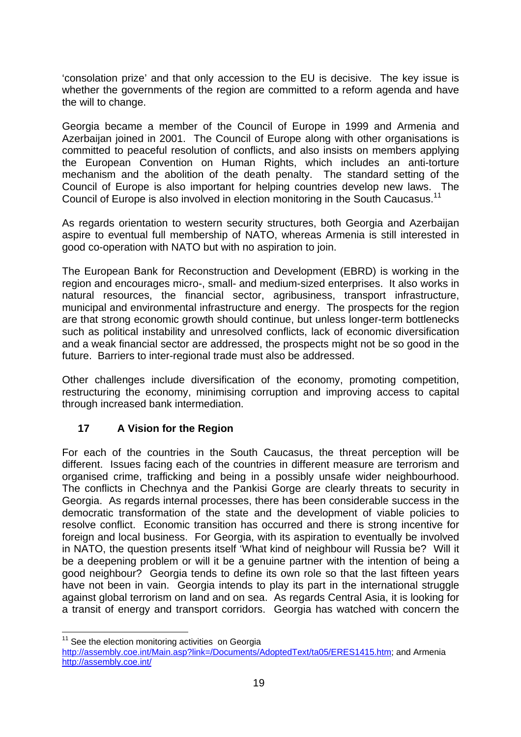'consolation prize' and that only accession to the EU is decisive. The key issue is whether the governments of the region are committed to a reform agenda and have the will to change.

Georgia became a member of the Council of Europe in 1999 and Armenia and Azerbaijan joined in 2001. The Council of Europe along with other organisations is committed to peaceful resolution of conflicts, and also insists on members applying the European Convention on Human Rights, which includes an anti-torture mechanism and the abolition of the death penalty. The standard setting of the Council of Europe is also important for helping countries develop new laws. The Council of Europe is also involved in election monitoring in the South Caucasus.[11]

As regards orientation to western security structures, both Georgia and Azerbaijan aspire to eventual full membership of NATO, whereas Armenia is still interested in good co-operation with NATO but with no aspiration to join.

The European Bank for Reconstruction and Development (EBRD) is working in the region and encourages micro-, small- and medium-sized enterprises. It also works in natural resources, the financial sector, agribusiness, transport infrastructure, municipal and environmental infrastructure and energy. The prospects for the region are that strong economic growth should continue, but unless longer-term bottlenecks such as political instability and unresolved conflicts, lack of economic diversification and a weak financial sector are addressed, the prospects might not be so good in the future. Barriers to inter-regional trade must also be addressed.

Other challenges include diversification of the economy, promoting competition, restructuring the economy, minimising corruption and improving access to capital through increased bank intermediation.

## 17 A Vision for the Region

For each of the countries in the South Caucasus, the threat perception will be different. Issues facing each of the countries in different measure are terrorism and organised crime, trafficking and being in a possibly unsafe wider neighbourhood. The conflicts in Chechnya and the Pankisi Gorge are clearly threats to security in Georgia. As regards internal processes, there has been considerable success in the democratic transformation of the state and the development of viable policies to resolve conflict. Economic transition has occurred and there is strong incentive for foreign and local business. For Georgia, with its aspiration to eventually be involved in NATO, the question presents itself 'What kind of neighbour will Russia be? Will it be a deepening problem or will it be a genuine partner with the intention of being a good neighbour? Georgia tends to define its own role so that the last fifteen years have not been in vain. Georgia intends to play its part in the international struggle against global terrorism on land and on sea. As regards Central Asia, it is looking for a transit of energy and transport corridors. Georgia has watched with concern the

---

[11] See the election monitoring activities on Georgia http://assembly.coe.int/Main.asp?link=/Documents/AdoptedText/ta05/ERES1415.htm; and Armenia http://assembly.coe.int/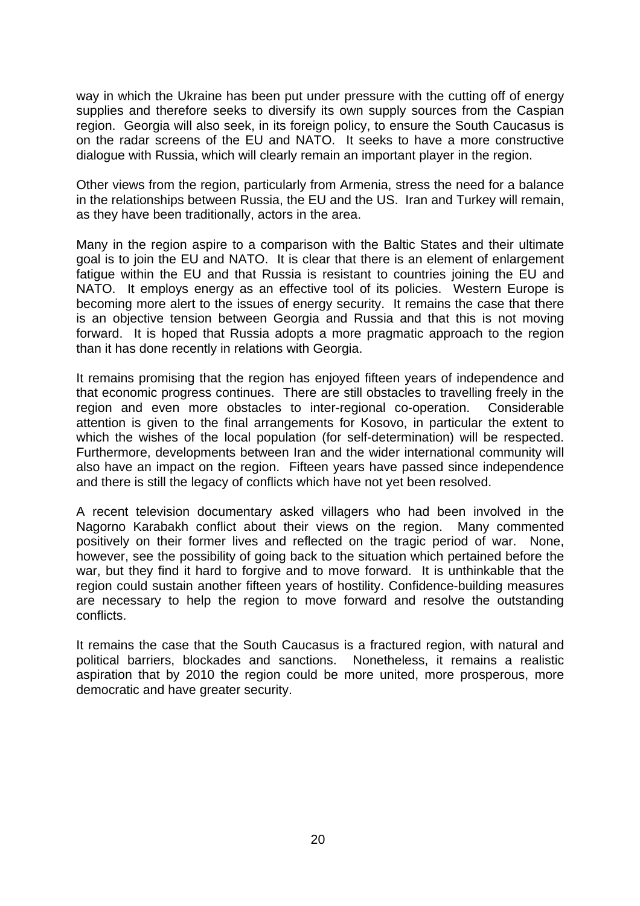way in which the Ukraine has been put under pressure with the cutting off of energy supplies and therefore seeks to diversify its own supply sources from the Caspian region. Georgia will also seek, in its foreign policy, to ensure the South Caucasus is on the radar screens of the EU and NATO. It seeks to have a more constructive dialogue with Russia, which will clearly remain an important player in the region.

Other views from the region, particularly from Armenia, stress the need for a balance in the relationships between Russia, the EU and the US. Iran and Turkey will remain, as they have been traditionally, actors in the area.

Many in the region aspire to a comparison with the Baltic States and their ultimate goal is to join the EU and NATO. It is clear that there is an element of enlargement fatigue within the EU and that Russia is resistant to countries joining the EU and NATO. It employs energy as an effective tool of its policies. Western Europe is becoming more alert to the issues of energy security. It remains the case that there is an objective tension between Georgia and Russia and that this is not moving forward. It is hoped that Russia adopts a more pragmatic approach to the region than it has done recently in relations with Georgia.

It remains promising that the region has enjoyed fifteen years of independence and that economic progress continues. There are still obstacles to travelling freely in the region and even more obstacles to inter-regional co-operation. Considerable attention is given to the final arrangements for Kosovo, in particular the extent to which the wishes of the local population (for self-determination) will be respected. Furthermore, developments between Iran and the wider international community will also have an impact on the region. Fifteen years have passed since independence and there is still the legacy of conflicts which have not yet been resolved.

A recent television documentary asked villagers who had been involved in the Nagorno Karabakh conflict about their views on the region. Many commented positively on their former lives and reflected on the tragic period of war. None, however, see the possibility of going back to the situation which pertained before the war, but they find it hard to forgive and to move forward. It is unthinkable that the region could sustain another fifteen years of hostility. Confidence-building measures are necessary to help the region to move forward and resolve the outstanding conflicts.

It remains the case that the South Caucasus is a fractured region, with natural and political barriers, blockades and sanctions. Nonetheless, it remains a realistic aspiration that by 2010 the region could be more united, more prosperous, more democratic and have greater security.